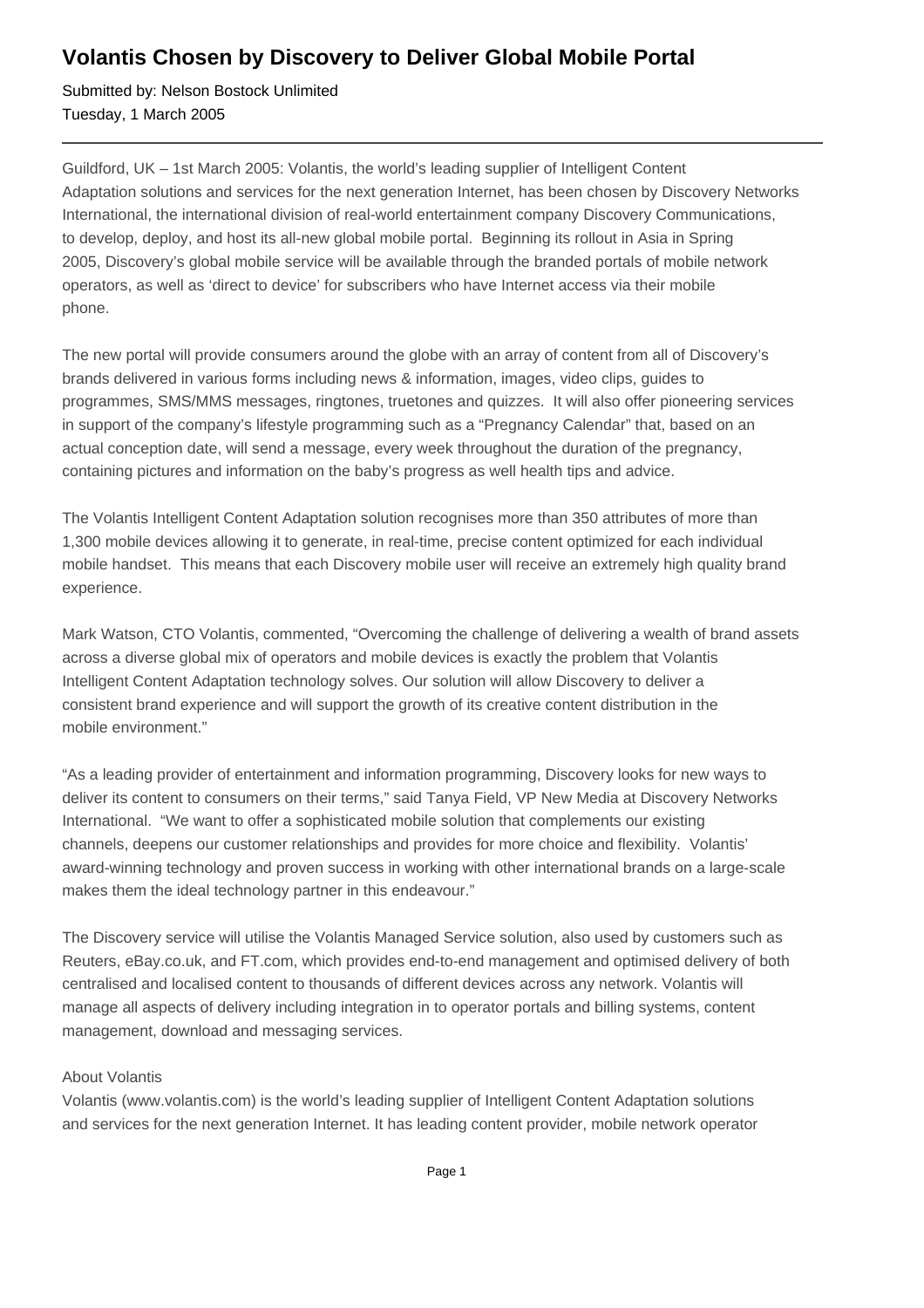# Volantis Chosen by Discovery to Deliver Global Mobile Portal

Submitted by: Nelson Bostock Unlimited
Tuesday, 1 March 2005

---

Guildford, UK – 1st March 2005: Volantis, the world's leading supplier of Intelligent Content Adaptation solutions and services for the next generation Internet, has been chosen by Discovery Networks International, the international division of real-world entertainment company Discovery Communications, to develop, deploy, and host its all-new global mobile portal. Beginning its rollout in Asia in Spring 2005, Discovery's global mobile service will be available through the branded portals of mobile network operators, as well as 'direct to device' for subscribers who have Internet access via their mobile phone.

The new portal will provide consumers around the globe with an array of content from all of Discovery's brands delivered in various forms including news & information, images, video clips, guides to programmes, SMS/MMS messages, ringtones, truetones and quizzes. It will also offer pioneering services in support of the company's lifestyle programming such as a "Pregnancy Calendar" that, based on an actual conception date, will send a message, every week throughout the duration of the pregnancy, containing pictures and information on the baby's progress as well health tips and advice.

The Volantis Intelligent Content Adaptation solution recognises more than 350 attributes of more than 1,300 mobile devices allowing it to generate, in real-time, precise content optimized for each individual mobile handset. This means that each Discovery mobile user will receive an extremely high quality brand experience.

Mark Watson, CTO Volantis, commented, "Overcoming the challenge of delivering a wealth of brand assets across a diverse global mix of operators and mobile devices is exactly the problem that Volantis Intelligent Content Adaptation technology solves. Our solution will allow Discovery to deliver a consistent brand experience and will support the growth of its creative content distribution in the mobile environment."

"As a leading provider of entertainment and information programming, Discovery looks for new ways to deliver its content to consumers on their terms," said Tanya Field, VP New Media at Discovery Networks International. "We want to offer a sophisticated mobile solution that complements our existing channels, deepens our customer relationships and provides for more choice and flexibility. Volantis' award-winning technology and proven success in working with other international brands on a large-scale makes them the ideal technology partner in this endeavour."

The Discovery service will utilise the Volantis Managed Service solution, also used by customers such as Reuters, eBay.co.uk, and FT.com, which provides end-to-end management and optimised delivery of both centralised and localised content to thousands of different devices across any network. Volantis will manage all aspects of delivery including integration in to operator portals and billing systems, content management, download and messaging services.

About Volantis
Volantis (www.volantis.com) is the world's leading supplier of Intelligent Content Adaptation solutions and services for the next generation Internet. It has leading content provider, mobile network operator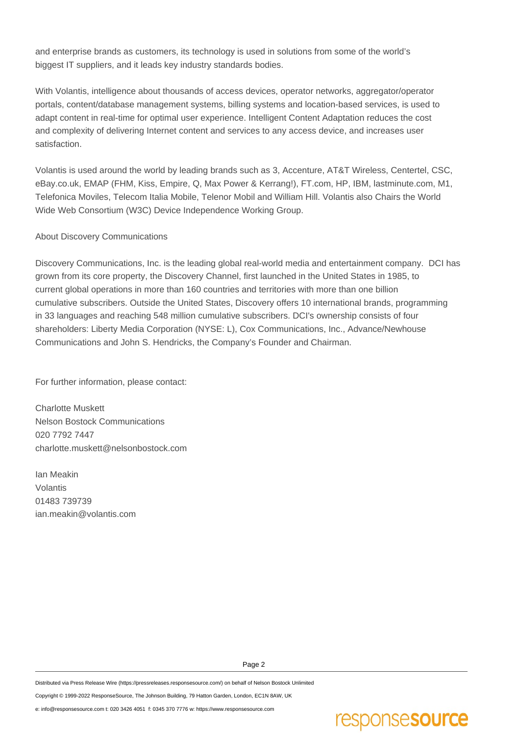and enterprise brands as customers, its technology is used in solutions from some of the world's biggest IT suppliers, and it leads key industry standards bodies.

With Volantis, intelligence about thousands of access devices, operator networks, aggregator/operator portals, content/database management systems, billing systems and location-based services, is used to adapt content in real-time for optimal user experience. Intelligent Content Adaptation reduces the cost and complexity of delivering Internet content and services to any access device, and increases user satisfaction.

Volantis is used around the world by leading brands such as 3, Accenture, AT&T Wireless, Centertel, CSC, eBay.co.uk, EMAP (FHM, Kiss, Empire, Q, Max Power & Kerrang!), FT.com, HP, IBM, lastminute.com, M1, Telefonica Moviles, Telecom Italia Mobile, Telenor Mobil and William Hill. Volantis also Chairs the World Wide Web Consortium (W3C) Device Independence Working Group.

About Discovery Communications

Discovery Communications, Inc. is the leading global real-world media and entertainment company. DCI has grown from its core property, the Discovery Channel, first launched in the United States in 1985, to current global operations in more than 160 countries and territories with more than one billion cumulative subscribers. Outside the United States, Discovery offers 10 international brands, programming in 33 languages and reaching 548 million cumulative subscribers. DCI's ownership consists of four shareholders: Liberty Media Corporation (NYSE: L), Cox Communications, Inc., Advance/Newhouse Communications and John S. Hendricks, the Company's Founder and Chairman.

For further information, please contact:

Charlotte Muskett
Nelson Bostock Communications
020 7792 7447
charlotte.muskett@nelsonbostock.com

Ian Meakin
Volantis
01483 739739
ian.meakin@volantis.com

Distributed via Press Release Wire (https://pressreleases.responsesource.com/) on behalf of Nelson Bostock Unlimited

Copyright © 1999-2022 ResponseSource, The Johnson Building, 79 Hatton Garden, London, EC1N 8AW, UK

e: info@responsesource.com t: 020 3426 4051 f: 0345 370 7776 w: https://www.responsesource.com